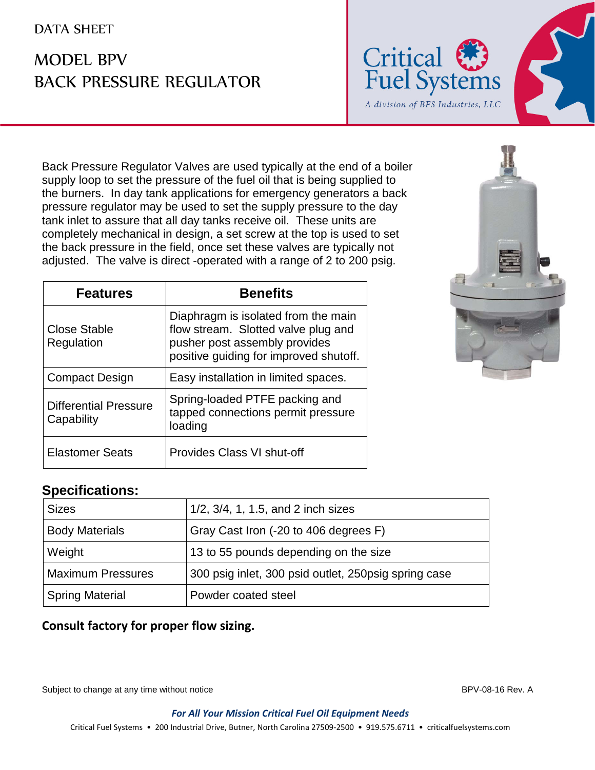DATA SHEET

# MODEL BPV
# BACK PRESSURE REGULATOR

Critical Fuel Systems
*A division of BFS Industries, LLC*

Back Pressure Regulator Valves are used typically at the end of a boiler supply loop to set the pressure of the fuel oil that is being supplied to the burners. In day tank applications for emergency generators a back pressure regulator may be used to set the supply pressure to the day tank inlet to assure that all day tanks receive oil. These units are completely mechanical in design, a set screw at the top is used to set the back pressure in the field, once set these valves are typically not adjusted. The valve is direct -operated with a range of 2 to 200 psig.

| Features | Benefits |
| --- | --- |
| Close Stable Regulation | Diaphragm is isolated from the main flow stream. Slotted valve plug and pusher post assembly provides positive guiding for improved shutoff. |
| Compact Design | Easy installation in limited spaces. |
| Differential Pressure Capability | Spring-loaded PTFE packing and tapped connections permit pressure loading |
| Elastomer Seats | Provides Class VI shut-off |

## Specifications:

| | |
| --- | --- |
| Sizes | 1/2, 3/4, 1, 1.5, and 2 inch sizes |
| Body Materials | Gray Cast Iron (-20 to 406 degrees F) |
| Weight | 13 to 55 pounds depending on the size |
| Maximum Pressures | 300 psig inlet, 300 psid outlet, 250psig spring case |
| Spring Material | Powder coated steel |

**Consult factory for proper flow sizing.**

Subject to change at any time without notice

BPV-08-16 Rev. A

***For All Your Mission Critical Fuel Oil Equipment Needs***

Critical Fuel Systems • 200 Industrial Drive, Butner, North Carolina 27509-2500 • 919.575.6711 • criticalfuelsystems.com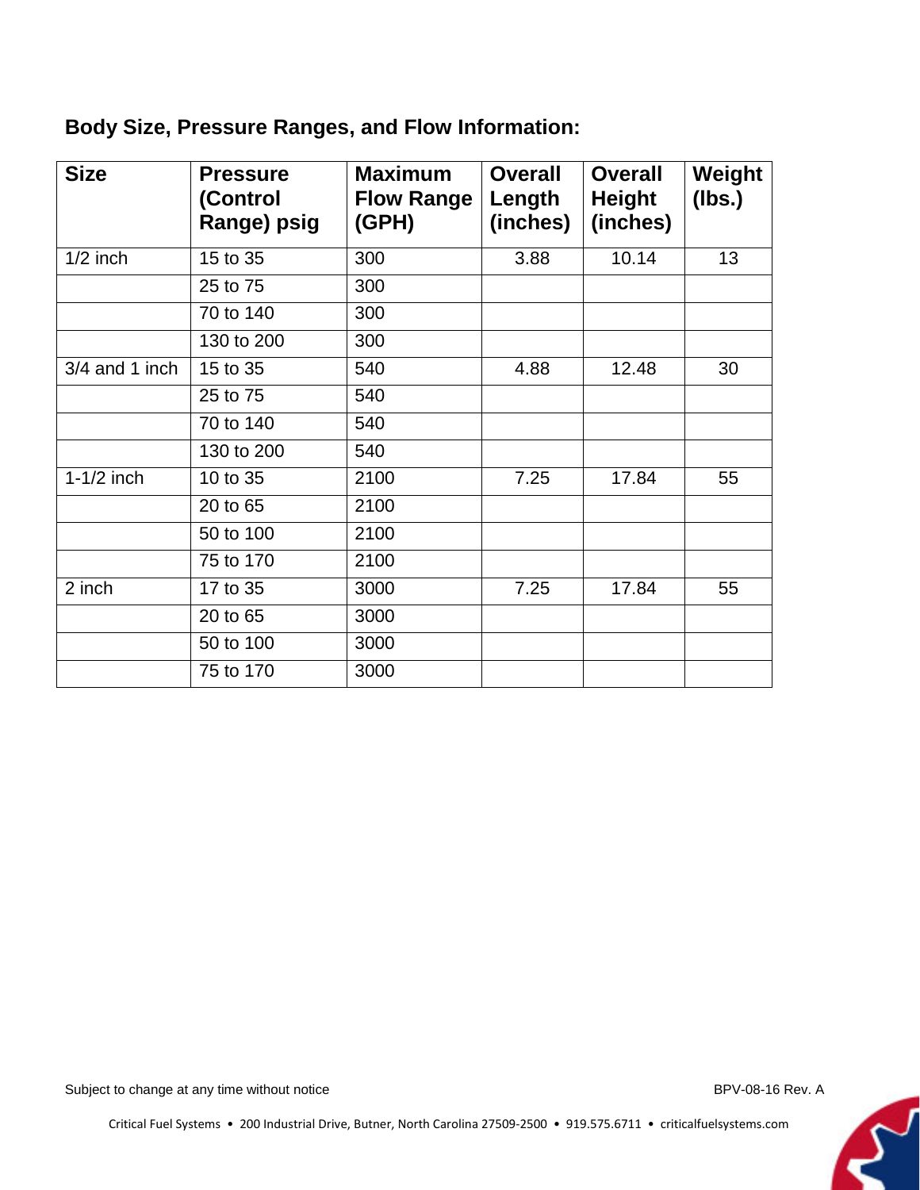## Body Size, Pressure Ranges, and Flow Information:

| Size | Pressure (Control Range) psig | Maximum Flow Range (GPH) | Overall Length (inches) | Overall Height (inches) | Weight (lbs.) |
|---|---|---|---|---|---|
| 1/2 inch | 15 to 35 | 300 | 3.88 | 10.14 | 13 |
| | 25 to 75 | 300 | | | |
| | 70 to 140 | 300 | | | |
| | 130 to 200 | 300 | | | |
| 3/4 and 1 inch | 15 to 35 | 540 | 4.88 | 12.48 | 30 |
| | 25 to 75 | 540 | | | |
| | 70 to 140 | 540 | | | |
| | 130 to 200 | 540 | | | |
| 1-1/2 inch | 10 to 35 | 2100 | 7.25 | 17.84 | 55 |
| | 20 to 65 | 2100 | | | |
| | 50 to 100 | 2100 | | | |
| | 75 to 170 | 2100 | | | |
| 2 inch | 17 to 35 | 3000 | 7.25 | 17.84 | 55 |
| | 20 to 65 | 3000 | | | |
| | 50 to 100 | 3000 | | | |
| | 75 to 170 | 3000 | | | |

Subject to change at any time without notice

BPV-08-16 Rev. A

Critical Fuel Systems • 200 Industrial Drive, Butner, North Carolina 27509-2500 • 919.575.6711 • criticalfuelsystems.com